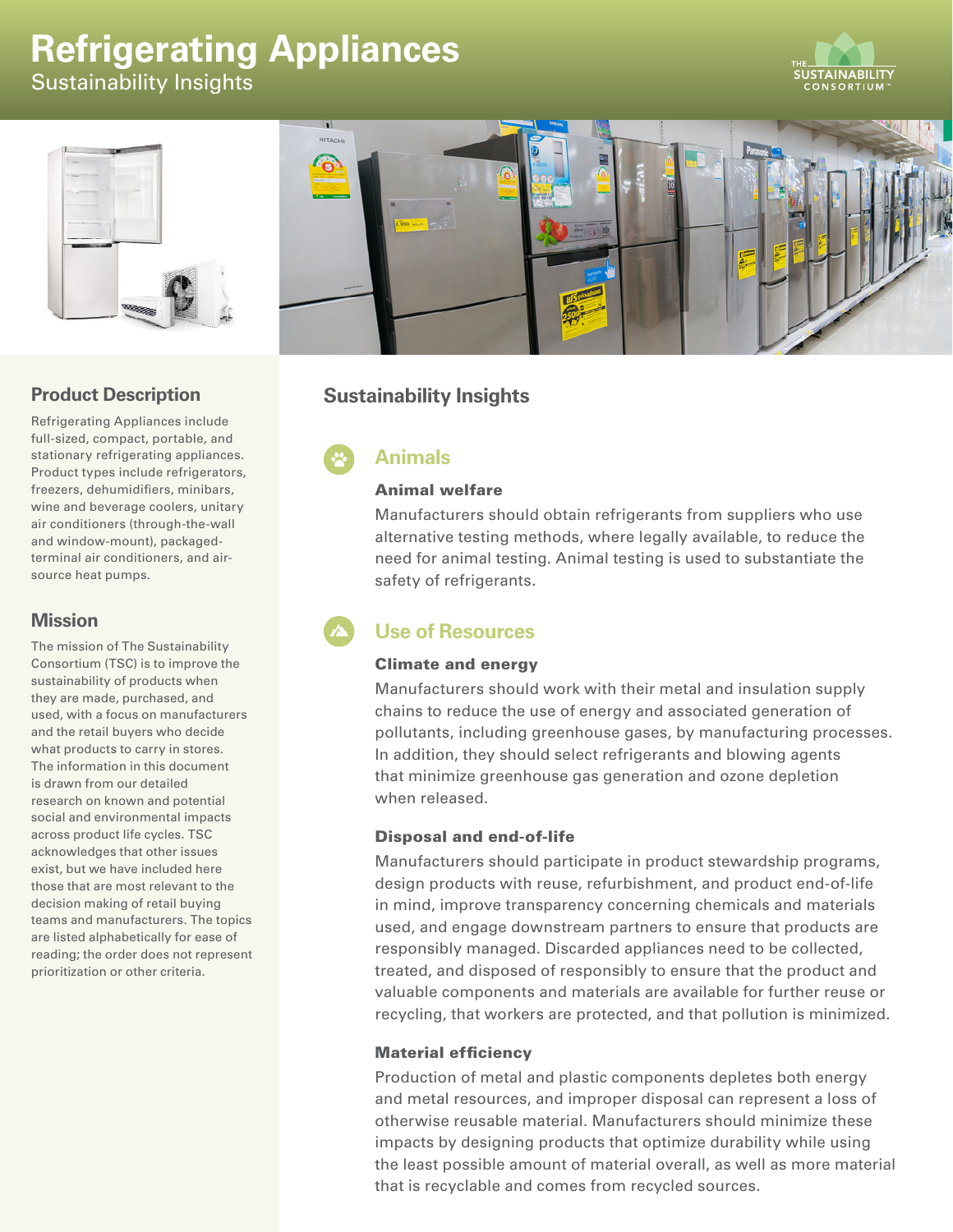# Refrigerating Appliances

Sustainability Insights

## Product Description

Refrigerating Appliances include full-sized, compact, portable, and stationary refrigerating appliances. Product types include refrigerators, freezers, dehumidifiers, minibars, wine and beverage coolers, unitary air conditioners (through-the-wall and window-mount), packaged-terminal air conditioners, and air-source heat pumps.

## Mission

The mission of The Sustainability Consortium (TSC) is to improve the sustainability of products when they are made, purchased, and used, with a focus on manufacturers and the retail buyers who decide what products to carry in stores. The information in this document is drawn from our detailed research on known and potential social and environmental impacts across product life cycles. TSC acknowledges that other issues exist, but we have included here those that are most relevant to the decision making of retail buying teams and manufacturers. The topics are listed alphabetically for ease of reading; the order does not represent prioritization or other criteria.

## Sustainability Insights

### Animals

#### Animal welfare

Manufacturers should obtain refrigerants from suppliers who use alternative testing methods, where legally available, to reduce the need for animal testing. Animal testing is used to substantiate the safety of refrigerants.

### Use of Resources

#### Climate and energy

Manufacturers should work with their metal and insulation supply chains to reduce the use of energy and associated generation of pollutants, including greenhouse gases, by manufacturing processes. In addition, they should select refrigerants and blowing agents that minimize greenhouse gas generation and ozone depletion when released.

#### Disposal and end-of-life

Manufacturers should participate in product stewardship programs, design products with reuse, refurbishment, and product end-of-life in mind, improve transparency concerning chemicals and materials used, and engage downstream partners to ensure that products are responsibly managed. Discarded appliances need to be collected, treated, and disposed of responsibly to ensure that the product and valuable components and materials are available for further reuse or recycling, that workers are protected, and that pollution is minimized.

#### Material efficiency

Production of metal and plastic components depletes both energy and metal resources, and improper disposal can represent a loss of otherwise reusable material. Manufacturers should minimize these impacts by designing products that optimize durability while using the least possible amount of material overall, as well as more material that is recyclable and comes from recycled sources.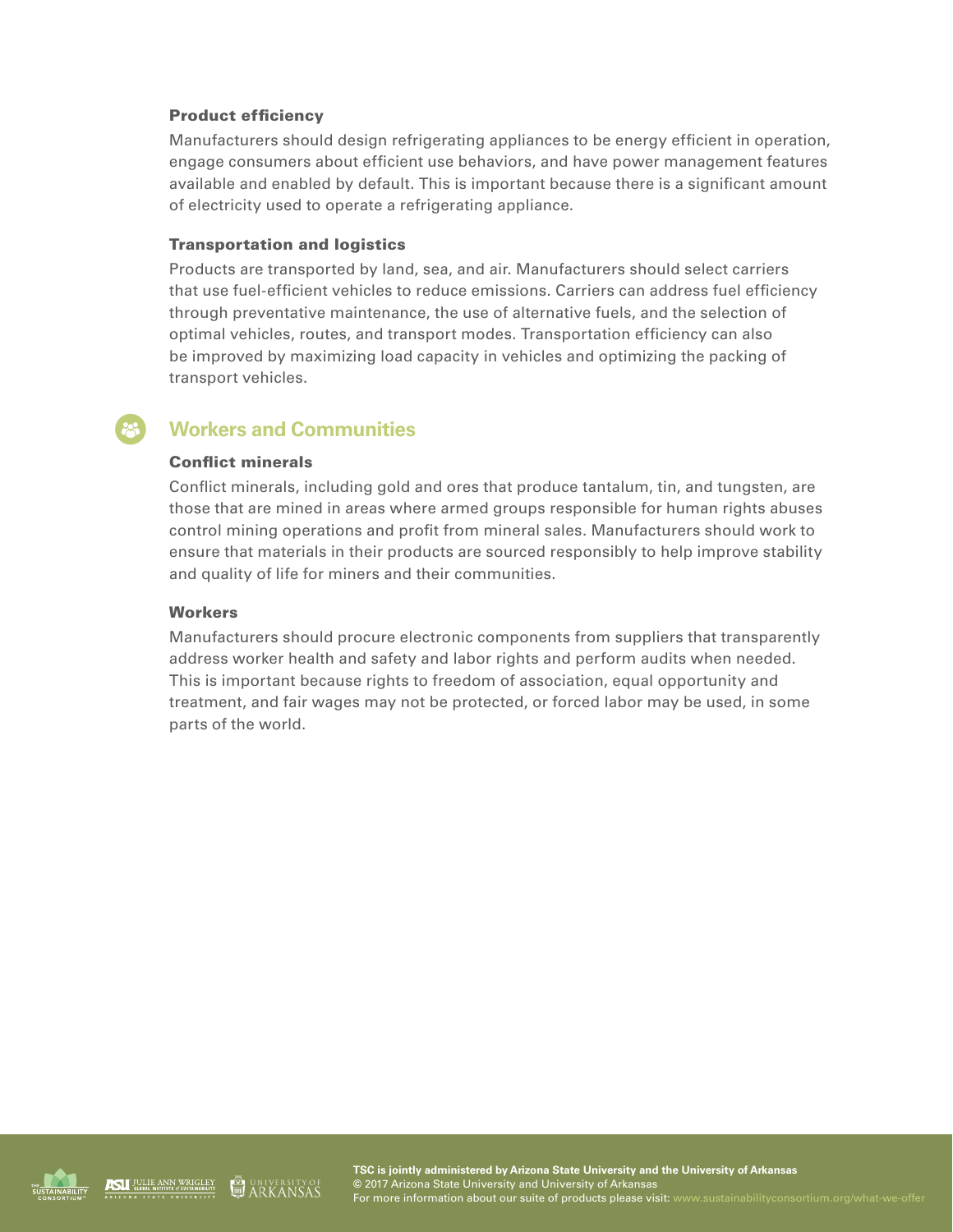### Product efficiency

Manufacturers should design refrigerating appliances to be energy efficient in operation, engage consumers about efficient use behaviors, and have power management features available and enabled by default. This is important because there is a significant amount of electricity used to operate a refrigerating appliance.

### Transportation and logistics

Products are transported by land, sea, and air. Manufacturers should select carriers that use fuel-efficient vehicles to reduce emissions. Carriers can address fuel efficiency through preventative maintenance, the use of alternative fuels, and the selection of optimal vehicles, routes, and transport modes. Transportation efficiency can also be improved by maximizing load capacity in vehicles and optimizing the packing of transport vehicles.

## Workers and Communities

### Conflict minerals

Conflict minerals, including gold and ores that produce tantalum, tin, and tungsten, are those that are mined in areas where armed groups responsible for human rights abuses control mining operations and profit from mineral sales. Manufacturers should work to ensure that materials in their products are sourced responsibly to help improve stability and quality of life for miners and their communities.

### Workers

Manufacturers should procure electronic components from suppliers that transparently address worker health and safety and labor rights and perform audits when needed. This is important because rights to freedom of association, equal opportunity and treatment, and fair wages may not be protected, or forced labor may be used, in some parts of the world.

**TSC is jointly administered by Arizona State University and the University of Arkansas**
© 2017 Arizona State University and University of Arkansas
For more information about our suite of products please visit: www.sustainabilityconsortium.org/what-we-offer